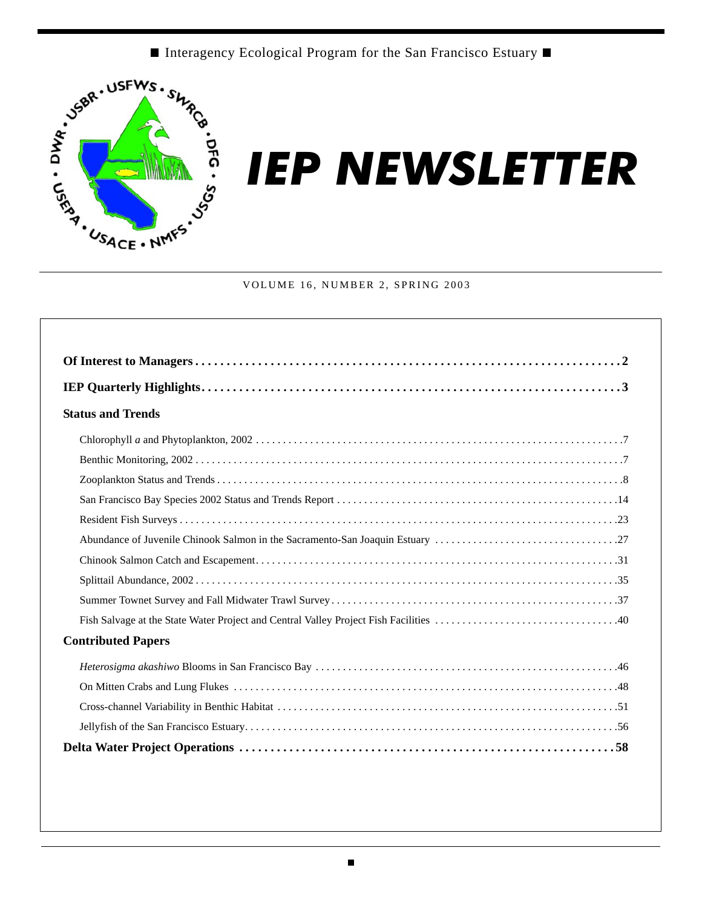Interagency Ecological Program for the San Francisco Estuary

# IEP NEWSLETTER

VOLUME 16, NUMBER 2, SPRING 2003

**Of Interest to Managers . . . . . 2**

**IEP Quarterly Highlights . . . . . 3**

**Status and Trends**

- Chlorophyll *a* and Phytoplankton, 2002 . . . . . 7
- Benthic Monitoring, 2002 . . . . . 7
- Zooplankton Status and Trends . . . . . 8
- San Francisco Bay Species 2002 Status and Trends Report . . . . . 14
- Resident Fish Surveys . . . . . 23
- Abundance of Juvenile Chinook Salmon in the Sacramento-San Joaquin Estuary . . . . . 27
- Chinook Salmon Catch and Escapement . . . . . 31
- Splittail Abundance, 2002 . . . . . 35
- Summer Townet Survey and Fall Midwater Trawl Survey . . . . . 37
- Fish Salvage at the State Water Project and Central Valley Project Fish Facilities . . . . . 40

**Contributed Papers**

- *Heterosigma akashiwo* Blooms in San Francisco Bay . . . . . 46
- On Mitten Crabs and Lung Flukes . . . . . 48
- Cross-channel Variability in Benthic Habitat . . . . . 51
- Jellyfish of the San Francisco Estuary . . . . . 56

**Delta Water Project Operations . . . . . 58**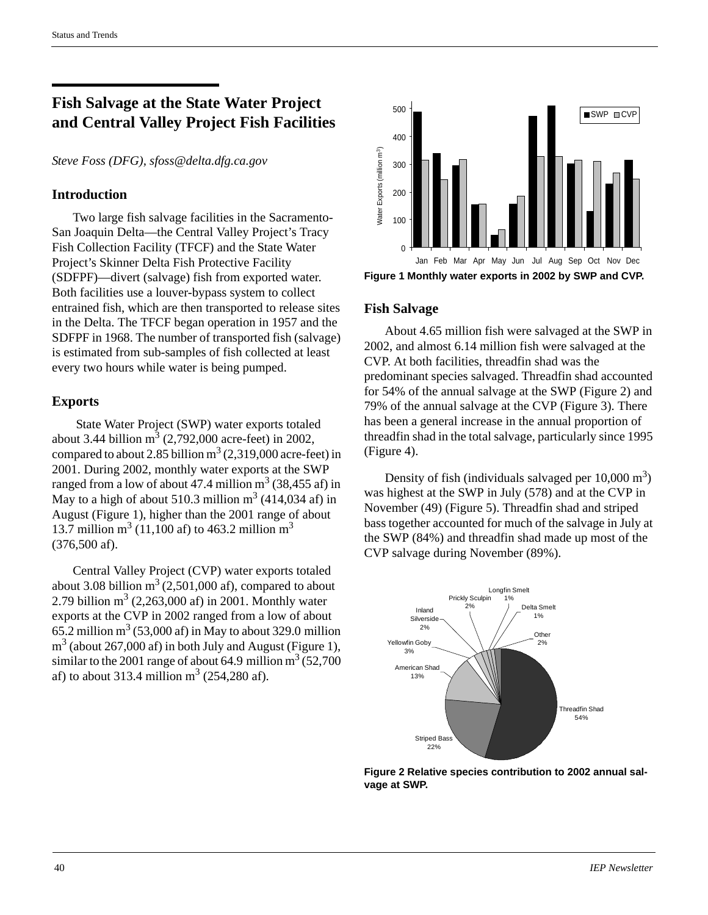# Fish Salvage at the State Water Project and Central Valley Project Fish Facilities

*Steve Foss (DFG), sfoss@delta.dfg.ca.gov*

## Introduction

Two large fish salvage facilities in the Sacramento-San Joaquin Delta—the Central Valley Project's Tracy Fish Collection Facility (TFCF) and the State Water Project's Skinner Delta Fish Protective Facility (SDFPF)—divert (salvage) fish from exported water. Both facilities use a louver-bypass system to collect entrained fish, which are then transported to release sites in the Delta. The TFCF began operation in 1957 and the SDFPF in 1968. The number of transported fish (salvage) is estimated from sub-samples of fish collected at least every two hours while water is being pumped.

## Exports

State Water Project (SWP) water exports totaled about 3.44 billion $m^3$ (2,792,000 acre-feet) in 2002, compared to about 2.85 billion $m^3$ (2,319,000 acre-feet) in 2001. During 2002, monthly water exports at the SWP ranged from a low of about 47.4 million $m^3$ (38,455 af) in May to a high of about 510.3 million $m^3$ (414,034 af) in August (Figure 1), higher than the 2001 range of about 13.7 million $m^3$ (11,100 af) to 463.2 million $m^3$ (376,500 af).

Central Valley Project (CVP) water exports totaled about 3.08 billion $m^3$ (2,501,000 af), compared to about 2.79 billion $m^3$ (2,263,000 af) in 2001. Monthly water exports at the CVP in 2002 ranged from a low of about 65.2 million $m^3$ (53,000 af) in May to about 329.0 million $m^3$ (about 267,000 af) in both July and August (Figure 1), similar to the 2001 range of about 64.9 million $m^3$ (52,700 af) to about 313.4 million $m^3$ (254,280 af).

**Figure 1 Monthly water exports in 2002 by SWP and CVP.**

## Fish Salvage

About 4.65 million fish were salvaged at the SWP in 2002, and almost 6.14 million fish were salvaged at the CVP. At both facilities, threadfin shad was the predominant species salvaged. Threadfin shad accounted for 54% of the annual salvage at the SWP (Figure 2) and 79% of the annual salvage at the CVP (Figure 3). There has been a general increase in the annual proportion of threadfin shad in the total salvage, particularly since 1995 (Figure 4).

Density of fish (individuals salvaged per 10,000 $m^3$) was highest at the SWP in July (578) and at the CVP in November (49) (Figure 5). Threadfin shad and striped bass together accounted for much of the salvage in July at the SWP (84%) and threadfin shad made up most of the CVP salvage during November (89%).

**Figure 2 Relative species contribution to 2002 annual salvage at SWP.**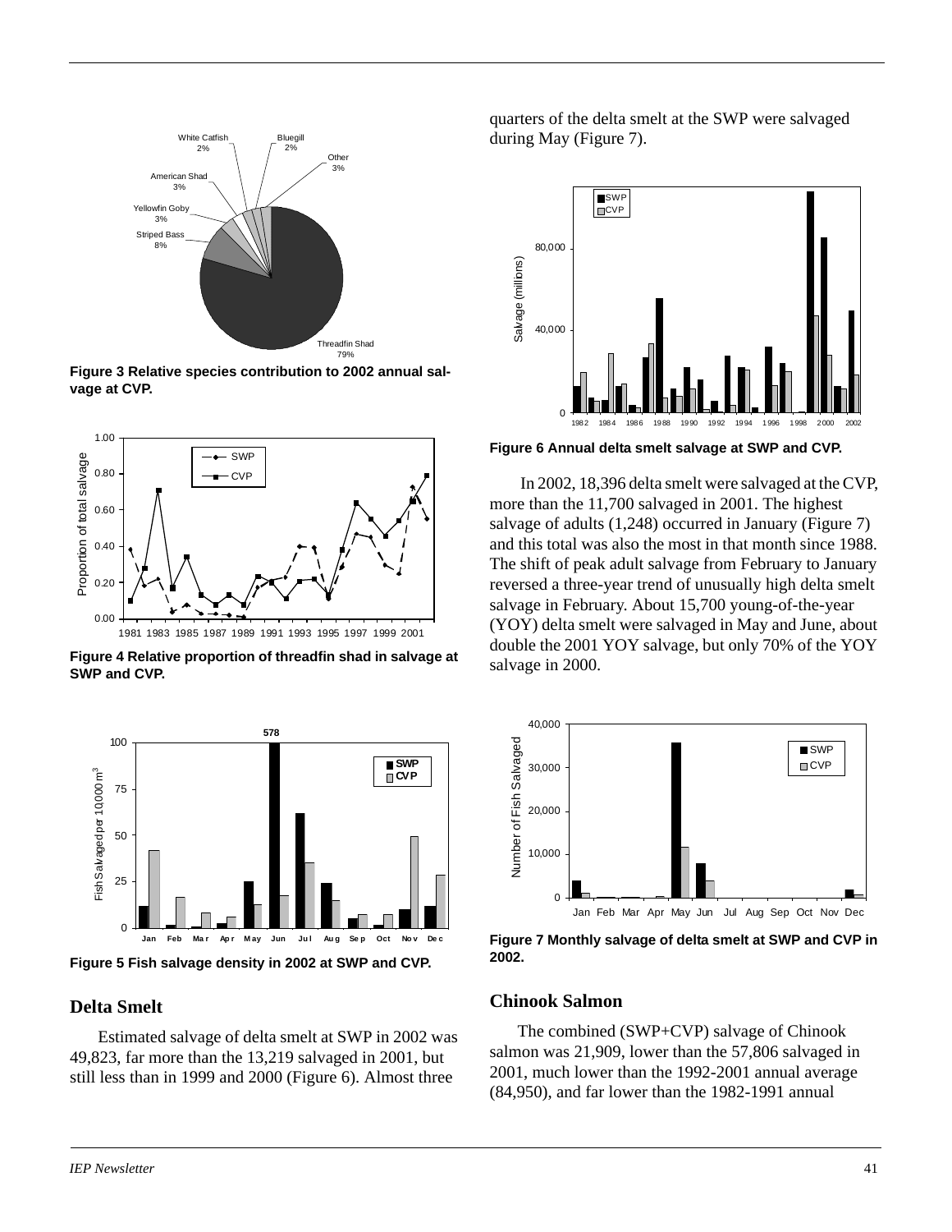Figure 3 Relative species contribution to 2002 annual salvage at CVP.

Figure 4 Relative proportion of threadfin shad in salvage at SWP and CVP.

Figure 5 Fish salvage density in 2002 at SWP and CVP.

## Delta Smelt

Estimated salvage of delta smelt at SWP in 2002 was 49,823, far more than the 13,219 salvaged in 2001, but still less than in 1999 and 2000 (Figure 6). Almost three quarters of the delta smelt at the SWP were salvaged during May (Figure 7).

Figure 6 Annual delta smelt salvage at SWP and CVP.

In 2002, 18,396 delta smelt were salvaged at the CVP, more than the 11,700 salvaged in 2001. The highest salvage of adults (1,248) occurred in January (Figure 7) and this total was also the most in that month since 1988. The shift of peak adult salvage from February to January reversed a three-year trend of unusually high delta smelt salvage in February. About 15,700 young-of-the-year (YOY) delta smelt were salvaged in May and June, about double the 2001 YOY salvage, but only 70% of the YOY salvage in 2000.

Figure 7 Monthly salvage of delta smelt at SWP and CVP in 2002.

## Chinook Salmon

The combined (SWP+CVP) salvage of Chinook salmon was 21,909, lower than the 57,806 salvaged in 2001, much lower than the 1992-2001 annual average (84,950), and far lower than the 1982-1991 annual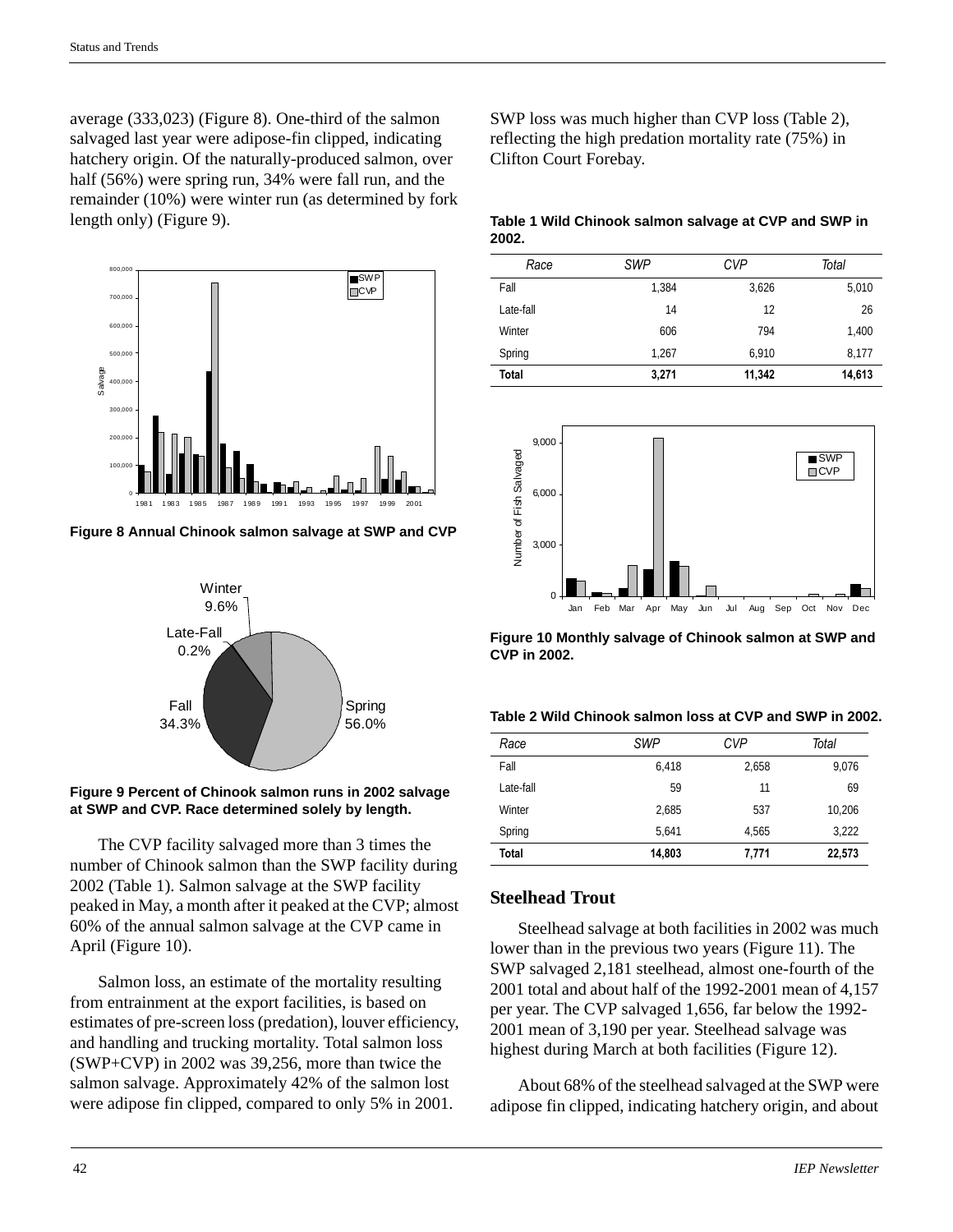average (333,023) (Figure 8). One-third of the salmon salvaged last year were adipose-fin clipped, indicating hatchery origin. Of the naturally-produced salmon, over half (56%) were spring run, 34% were fall run, and the remainder (10%) were winter run (as determined by fork length only) (Figure 9).

**Figure 8 Annual Chinook salmon salvage at SWP and CVP**

**Figure 9 Percent of Chinook salmon runs in 2002 salvage at SWP and CVP. Race determined solely by length.**

The CVP facility salvaged more than 3 times the number of Chinook salmon than the SWP facility during 2002 (Table 1). Salmon salvage at the SWP facility peaked in May, a month after it peaked at the CVP; almost 60% of the annual salmon salvage at the CVP came in April (Figure 10).

Salmon loss, an estimate of the mortality resulting from entrainment at the export facilities, is based on estimates of pre-screen loss (predation), louver efficiency, and handling and trucking mortality. Total salmon loss (SWP+CVP) in 2002 was 39,256, more than twice the salmon salvage. Approximately 42% of the salmon lost were adipose fin clipped, compared to only 5% in 2001. SWP loss was much higher than CVP loss (Table 2), reflecting the high predation mortality rate (75%) in Clifton Court Forebay.

**Table 1 Wild Chinook salmon salvage at CVP and SWP in 2002.**

| *Race* | *SWP* | *CVP* | *Total* |
|---|---|---|---|
| Fall | 1,384 | 3,626 | 5,010 |
| Late-fall | 14 | 12 | 26 |
| Winter | 606 | 794 | 1,400 |
| Spring | 1,267 | 6,910 | 8,177 |
| **Total** | **3,271** | **11,342** | **14,613** |

**Figure 10 Monthly salvage of Chinook salmon at SWP and CVP in 2002.**

**Table 2 Wild Chinook salmon loss at CVP and SWP in 2002.**

| *Race* | *SWP* | *CVP* | *Total* |
|---|---|---|---|
| Fall | 6,418 | 2,658 | 9,076 |
| Late-fall | 59 | 11 | 69 |
| Winter | 2,685 | 537 | 10,206 |
| Spring | 5,641 | 4,565 | 3,222 |
| **Total** | **14,803** | **7,771** | **22,573** |

## Steelhead Trout

Steelhead salvage at both facilities in 2002 was much lower than in the previous two years (Figure 11). The SWP salvaged 2,181 steelhead, almost one-fourth of the 2001 total and about half of the 1992-2001 mean of 4,157 per year. The CVP salvaged 1,656, far below the 1992-2001 mean of 3,190 per year. Steelhead salvage was highest during March at both facilities (Figure 12).

About 68% of the steelhead salvaged at the SWP were adipose fin clipped, indicating hatchery origin, and about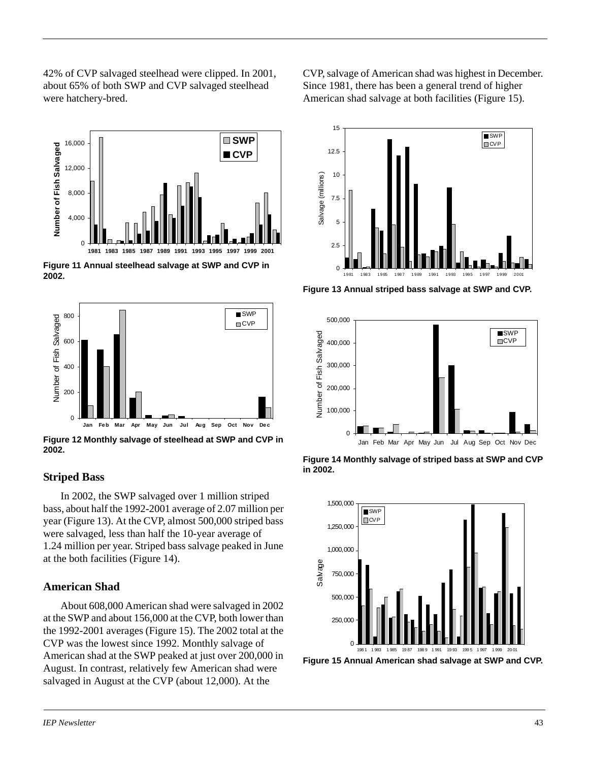42% of CVP salvaged steelhead were clipped. In 2001, about 65% of both SWP and CVP salvaged steelhead were hatchery-bred.

**Figure 11 Annual steelhead salvage at SWP and CVP in 2002.**

**Figure 12 Monthly salvage of steelhead at SWP and CVP in 2002.**

## Striped Bass

In 2002, the SWP salvaged over 1 million striped bass, about half the 1992-2001 average of 2.07 million per year (Figure 13). At the CVP, almost 500,000 striped bass were salvaged, less than half the 10-year average of 1.24 million per year. Striped bass salvage peaked in June at the both facilities (Figure 14).

## American Shad

About 608,000 American shad were salvaged in 2002 at the SWP and about 156,000 at the CVP, both lower than the 1992-2001 averages (Figure 15). The 2002 total at the CVP was the lowest since 1992. Monthly salvage of American shad at the SWP peaked at just over 200,000 in August. In contrast, relatively few American shad were salvaged in August at the CVP (about 12,000). At the CVP, salvage of American shad was highest in December. Since 1981, there has been a general trend of higher American shad salvage at both facilities (Figure 15).

**Figure 13 Annual striped bass salvage at SWP and CVP.**

**Figure 14 Monthly salvage of striped bass at SWP and CVP in 2002.**

**Figure 15 Annual American shad salvage at SWP and CVP.**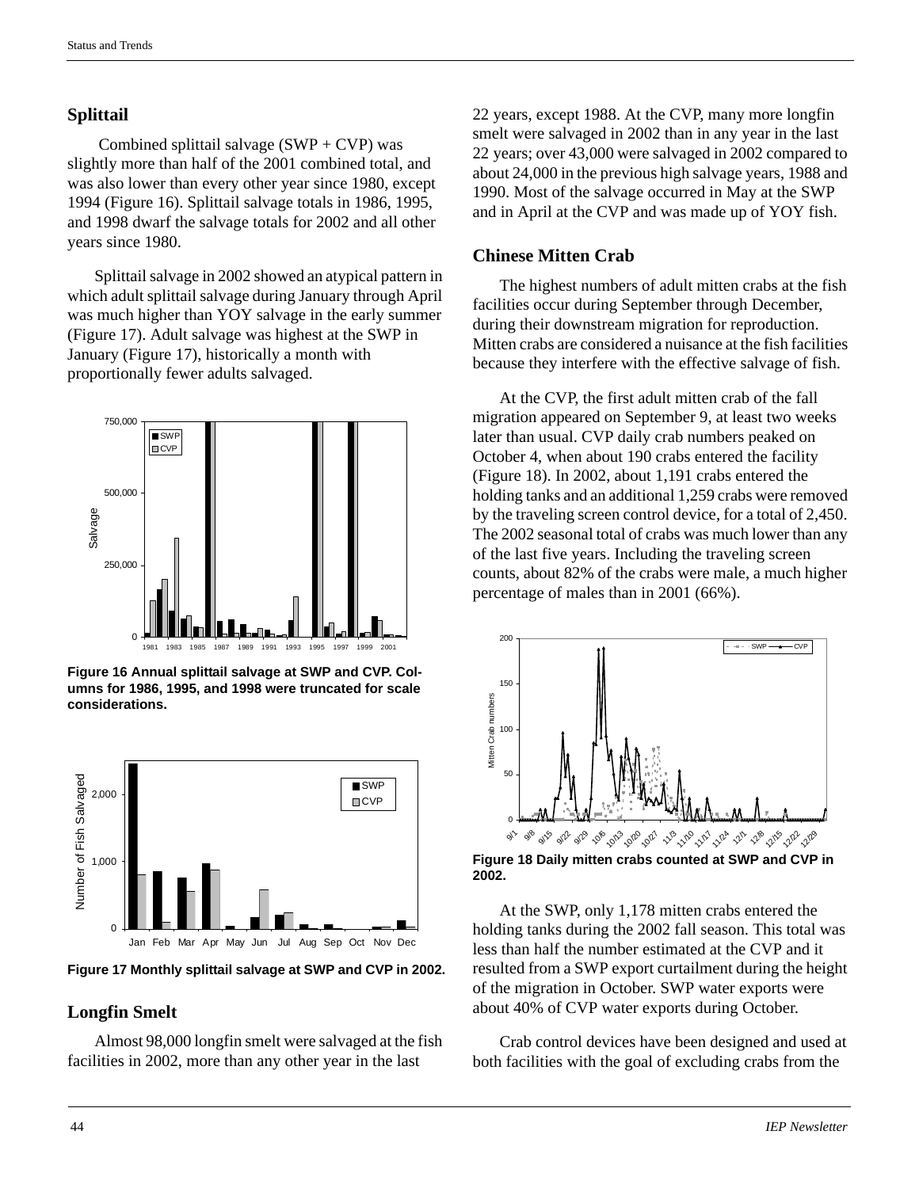## Splittail

Combined splittail salvage (SWP + CVP) was slightly more than half of the 2001 combined total, and was also lower than every other year since 1980, except 1994 (Figure 16). Splittail salvage totals in 1986, 1995, and 1998 dwarf the salvage totals for 2002 and all other years since 1980.

Splittail salvage in 2002 showed an atypical pattern in which adult splittail salvage during January through April was much higher than YOY salvage in the early summer (Figure 17). Adult salvage was highest at the SWP in January (Figure 17), historically a month with proportionally fewer adults salvaged.

**Figure 16 Annual splittail salvage at SWP and CVP. Columns for 1986, 1995, and 1998 were truncated for scale considerations.**

**Figure 17 Monthly splittail salvage at SWP and CVP in 2002.**

## Longfin Smelt

Almost 98,000 longfin smelt were salvaged at the fish facilities in 2002, more than any other year in the last 22 years, except 1988. At the CVP, many more longfin smelt were salvaged in 2002 than in any year in the last 22 years; over 43,000 were salvaged in 2002 compared to about 24,000 in the previous high salvage years, 1988 and 1990. Most of the salvage occurred in May at the SWP and in April at the CVP and was made up of YOY fish.

## Chinese Mitten Crab

The highest numbers of adult mitten crabs at the fish facilities occur during September through December, during their downstream migration for reproduction. Mitten crabs are considered a nuisance at the fish facilities because they interfere with the effective salvage of fish.

At the CVP, the first adult mitten crab of the fall migration appeared on September 9, at least two weeks later than usual. CVP daily crab numbers peaked on October 4, when about 190 crabs entered the facility (Figure 18). In 2002, about 1,191 crabs entered the holding tanks and an additional 1,259 crabs were removed by the traveling screen control device, for a total of 2,450. The 2002 seasonal total of crabs was much lower than any of the last five years. Including the traveling screen counts, about 82% of the crabs were male, a much higher percentage of males than in 2001 (66%).

**Figure 18 Daily mitten crabs counted at SWP and CVP in 2002.**

At the SWP, only 1,178 mitten crabs entered the holding tanks during the 2002 fall season. This total was less than half the number estimated at the CVP and it resulted from a SWP export curtailment during the height of the migration in October. SWP water exports were about 40% of CVP water exports during October.

Crab control devices have been designed and used at both facilities with the goal of excluding crabs from the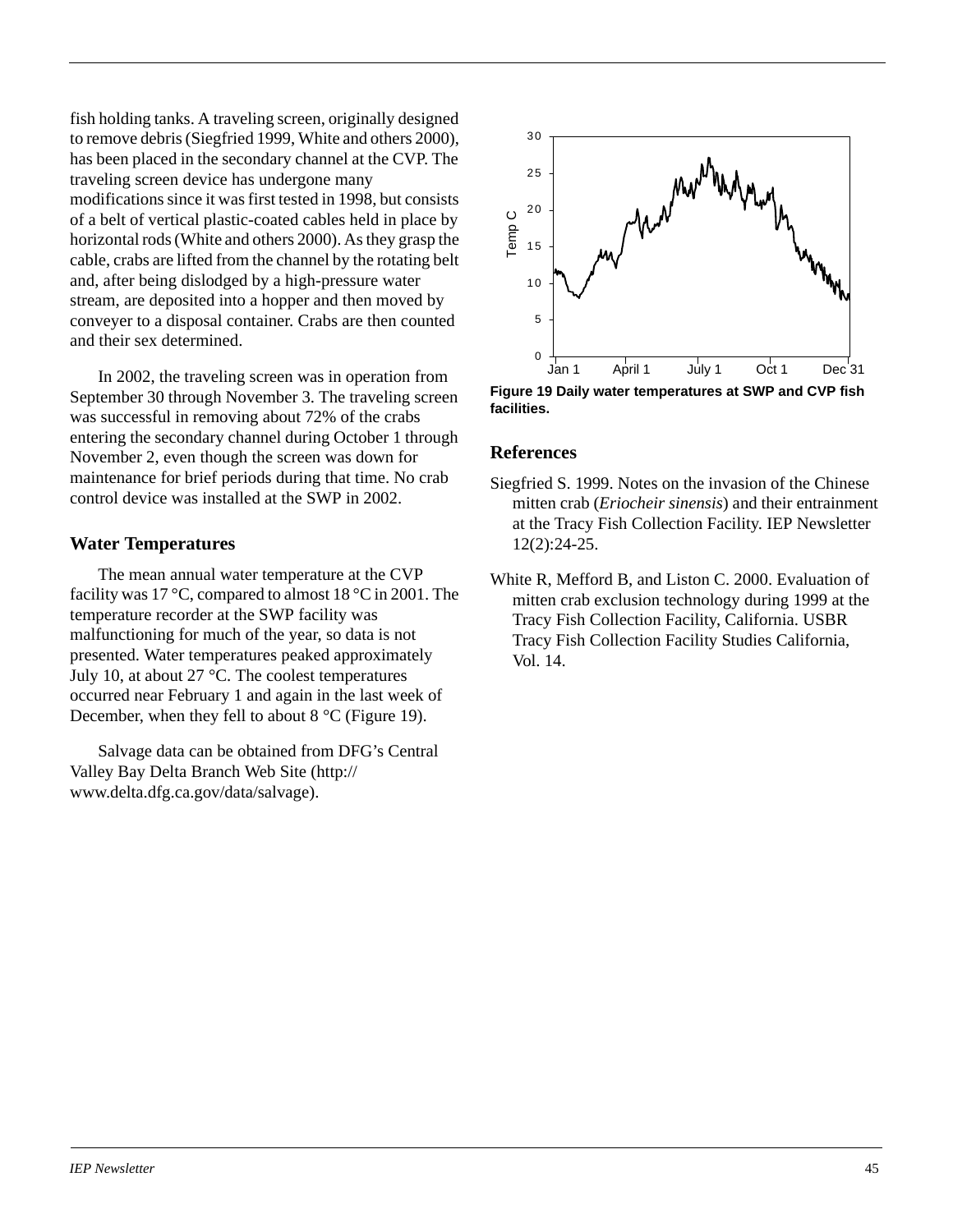fish holding tanks. A traveling screen, originally designed to remove debris (Siegfried 1999, White and others 2000), has been placed in the secondary channel at the CVP. The traveling screen device has undergone many modifications since it was first tested in 1998, but consists of a belt of vertical plastic-coated cables held in place by horizontal rods (White and others 2000). As they grasp the cable, crabs are lifted from the channel by the rotating belt and, after being dislodged by a high-pressure water stream, are deposited into a hopper and then moved by conveyer to a disposal container. Crabs are then counted and their sex determined.

In 2002, the traveling screen was in operation from September 30 through November 3. The traveling screen was successful in removing about 72% of the crabs entering the secondary channel during October 1 through November 2, even though the screen was down for maintenance for brief periods during that time. No crab control device was installed at the SWP in 2002.

## Water Temperatures

The mean annual water temperature at the CVP facility was 17 °C, compared to almost 18 °C in 2001. The temperature recorder at the SWP facility was malfunctioning for much of the year, so data is not presented. Water temperatures peaked approximately July 10, at about 27 °C. The coolest temperatures occurred near February 1 and again in the last week of December, when they fell to about 8 °C (Figure 19).

Salvage data can be obtained from DFG's Central Valley Bay Delta Branch Web Site (http://www.delta.dfg.ca.gov/data/salvage).

Temp C
30
25
20
15
10
5
0
Jan 1
April 1
July 1
Oct 1
Dec 31

**Figure 19 Daily water temperatures at SWP and CVP fish facilities.**

## References

Siegfried S. 1999. Notes on the invasion of the Chinese mitten crab (*Eriocheir sinensis*) and their entrainment at the Tracy Fish Collection Facility. IEP Newsletter 12(2):24-25.

White R, Mefford B, and Liston C. 2000. Evaluation of mitten crab exclusion technology during 1999 at the Tracy Fish Collection Facility, California. USBR Tracy Fish Collection Facility Studies California, Vol. 14.